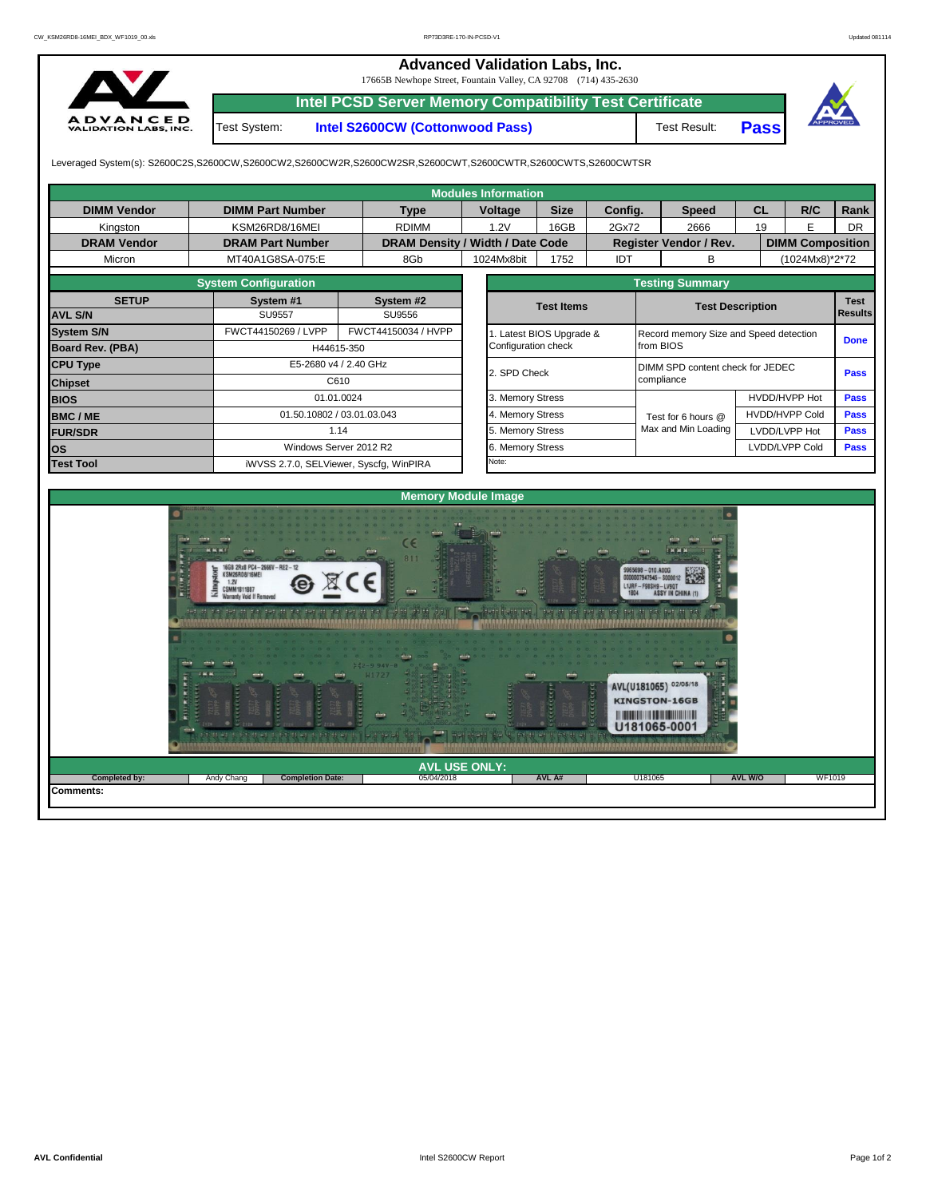# Advanced Validation Labs, Inc.

17665B Newhope Street, Fountain Valley, CA 92708 (714) 435-2630

## Intel PCSD Server Memory Compatibility Test Certificate

| Test System: | Intel S2600CW (Cottonwood Pass) | Test Result: | Pass |
|---|---|---|---|

Leveraged System(s): S2600C2S,S2600CW,S2600CW2,S2600CW2R,S2600CW2SR,S2600CWT,S2600CWTR,S2600CWTS,S2600CWTSR

## Modules Information

| DIMM Vendor | DIMM Part Number | Type | Voltage | Size | Config. | Speed | CL | R/C | Rank |
|---|---|---|---|---|---|---|---|---|---|
| Kingston | KSM26RD8/16MEI | RDIMM | 1.2V | 16GB | 2Gx72 | 2666 | 19 | E | DR |
| **DRAM Vendor** | **DRAM Part Number** | **DRAM Density / Width / Date Code** | | | **Register Vendor / Rev.** | | **DIMM Composition** | | |
| Micron | MT40A1G8SA-075:E | 8Gb | 1024Mx8bit | 1752 | IDT | B | (1024Mx8)*2*72 | | |

## System Configuration

| SETUP | System #1 | System #2 |
|---|---|---|
| AVL S/N | SU9557 | SU9556 |
| System S/N | FWCT44150269 / LVPP | FWCT44150034 / HVPP |
| Board Rev. (PBA) | H44615-350 | |
| CPU Type | E5-2680 v4 / 2.40 GHz | |
| Chipset | C610 | |
| BIOS | 01.01.0024 | |
| BMC / ME | 01.50.10802 / 03.01.03.043 | |
| FUR/SDR | 1.14 | |
| OS | Windows Server 2012 R2 | |
| Test Tool | iWVSS 2.7.0, SELViewer, Syscfg, WinPIRA | |

## Testing Summary

| Test Items | Test Description | | Test Results |
|---|---|---|---|
| 1. Latest BIOS Upgrade & Configuration check | Record memory Size and Speed detection from BIOS | | Done |
| 2. SPD Check | DIMM SPD content check for JEDEC compliance | | Pass |
| 3. Memory Stress | Test for 6 hours @ Max and Min Loading | HVDD/HVPP Hot | Pass |
| 4. Memory Stress | | HVDD/HVPP Cold | Pass |
| 5. Memory Stress | | LVDD/LVPP Hot | Pass |
| 6. Memory Stress | | LVDD/LVPP Cold | Pass |
| Note: | | | |

## Memory Module Image

## AVL USE ONLY:

| Completed by: | Andy Chang | Completion Date: | 05/04/2018 | AVL A# | U181065 | AVL W/O | WF1019 |
|---|---|---|---|---|---|---|---|

Comments: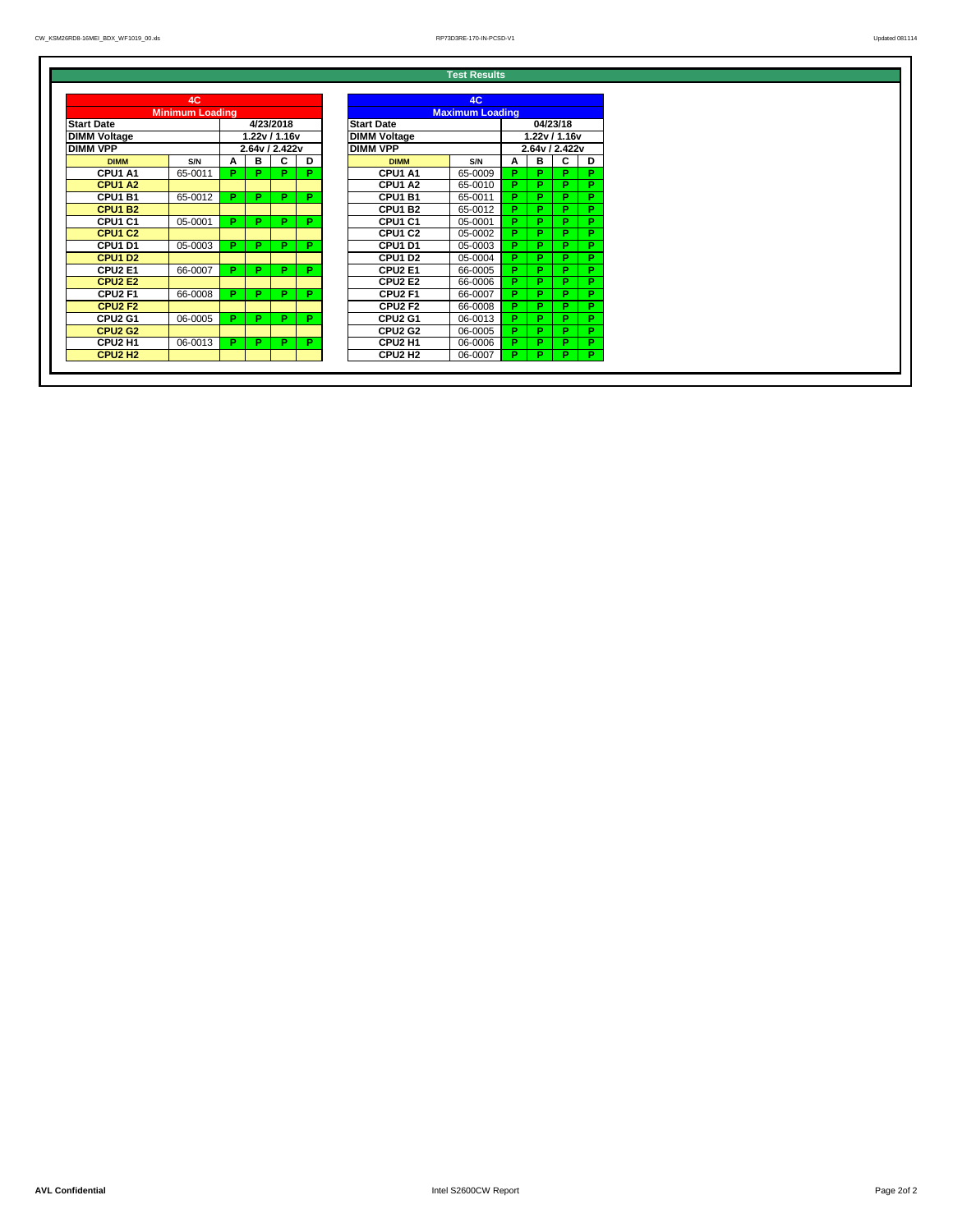## Test Results

| 4C Minimum Loading | | | | | |
|---|---|---|---|---|---|
| **Start Date** | | 4/23/2018 | | | |
| **DIMM Voltage** | | 1.22v / 1.16v | | | |
| **DIMM VPP** | | 2.64v / 2.422v | | | |
| **DIMM** | **S/N** | **A** | **B** | **C** | **D** |
| CPU1 A1 | 65-0011 | P | P | P | P |
| CPU1 A2 | | | | | |
| CPU1 B1 | 65-0012 | P | P | P | P |
| CPU1 B2 | | | | | |
| CPU1 C1 | 05-0001 | P | P | P | P |
| CPU1 C2 | | | | | |
| CPU1 D1 | 05-0003 | P | P | P | P |
| CPU1 D2 | | | | | |
| CPU2 E1 | 66-0007 | P | P | P | P |
| CPU2 E2 | | | | | |
| CPU2 F1 | 66-0008 | P | P | P | P |
| CPU2 F2 | | | | | |
| CPU2 G1 | 06-0005 | P | P | P | P |
| CPU2 G2 | | | | | |
| CPU2 H1 | 06-0013 | P | P | P | P |
| CPU2 H2 | | | | | |

| 4C Maximum Loading | | | | | |
|---|---|---|---|---|---|
| **Start Date** | | 04/23/18 | | | |
| **DIMM Voltage** | | 1.22v / 1.16v | | | |
| **DIMM VPP** | | 2.64v / 2.422v | | | |
| **DIMM** | **S/N** | **A** | **B** | **C** | **D** |
| CPU1 A1 | 65-0009 | P | P | P | P |
| CPU1 A2 | 65-0010 | P | P | P | P |
| CPU1 B1 | 65-0011 | P | P | P | P |
| CPU1 B2 | 65-0012 | P | P | P | P |
| CPU1 C1 | 05-0001 | P | P | P | P |
| CPU1 C2 | 05-0002 | P | P | P | P |
| CPU1 D1 | 05-0003 | P | P | P | P |
| CPU1 D2 | 05-0004 | P | P | P | P |
| CPU2 E1 | 66-0005 | P | P | P | P |
| CPU2 E2 | 66-0006 | P | P | P | P |
| CPU2 F1 | 66-0007 | P | P | P | P |
| CPU2 F2 | 66-0008 | P | P | P | P |
| CPU2 G1 | 06-0013 | P | P | P | P |
| CPU2 G2 | 06-0005 | P | P | P | P |
| CPU2 H1 | 06-0006 | P | P | P | P |
| CPU2 H2 | 06-0007 | P | P | P | P |